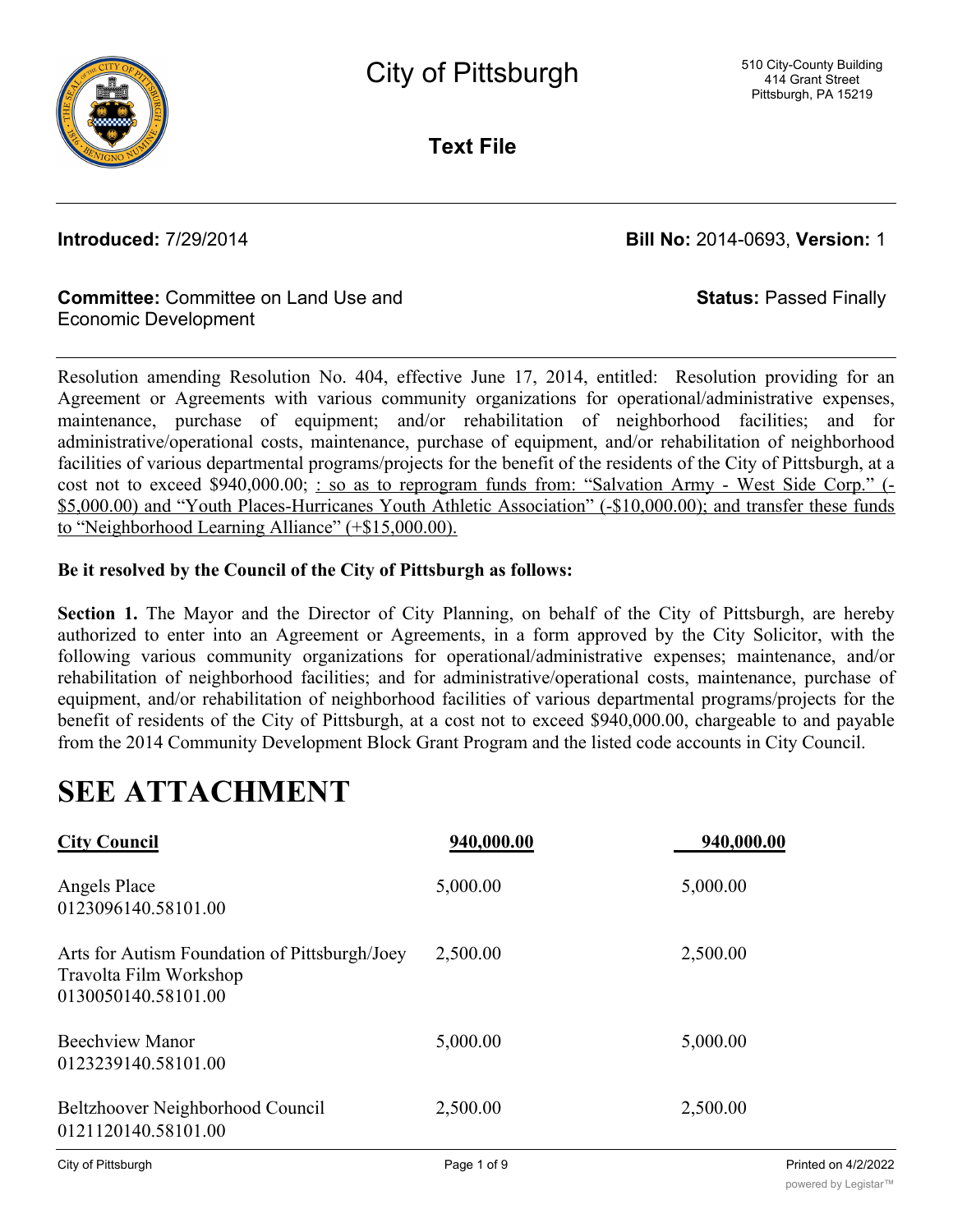# City of Pittsburgh

510 City-County Building
414 Grant Street
Pittsburgh, PA 15219

**Text File**

---

**Introduced:** 7/29/2014 **Bill No:** 2014-0693, **Version:** 1

**Committee:** Committee on Land Use and Economic Development **Status:** Passed Finally

---

Resolution amending Resolution No. 404, effective June 17, 2014, entitled: Resolution providing for an Agreement or Agreements with various community organizations for operational/administrative expenses, maintenance, purchase of equipment; and/or rehabilitation of neighborhood facilities; and for administrative/operational costs, maintenance, purchase of equipment, and/or rehabilitation of neighborhood facilities of various departmental programs/projects for the benefit of the residents of the City of Pittsburgh, at a cost not to exceed $940,000.00; <u>: so as to reprogram funds from: "Salvation Army - West Side Corp." (-$5,000.00) and "Youth Places-Hurricanes Youth Athletic Association" (-$10,000.00); and transfer these funds to "Neighborhood Learning Alliance" (+$15,000.00).</u>

**Be it resolved by the Council of the City of Pittsburgh as follows:**

**Section 1.** The Mayor and the Director of City Planning, on behalf of the City of Pittsburgh, are hereby authorized to enter into an Agreement or Agreements, in a form approved by the City Solicitor, with the following various community organizations for operational/administrative expenses; maintenance, and/or rehabilitation of neighborhood facilities; and for administrative/operational costs, maintenance, purchase of equipment, and/or rehabilitation of neighborhood facilities of various departmental programs/projects for the benefit of residents of the City of Pittsburgh, at a cost not to exceed $940,000.00, chargeable to and payable from the 2014 Community Development Block Grant Program and the listed code accounts in City Council.

# SEE ATTACHMENT

| <u>**City Council**</u> | <u>**940,000.00**</u> | <u>**940,000.00**</u> |
|---|---|---|
| Angels Place<br>0123096140.58101.00 | 5,000.00 | 5,000.00 |
| Arts for Autism Foundation of Pittsburgh/Joey Travolta Film Workshop<br>0130050140.58101.00 | 2,500.00 | 2,500.00 |
| Beechview Manor<br>0123239140.58101.00 | 5,000.00 | 5,000.00 |
| Beltzhoover Neighborhood Council<br>0121120140.58101.00 | 2,500.00 | 2,500.00 |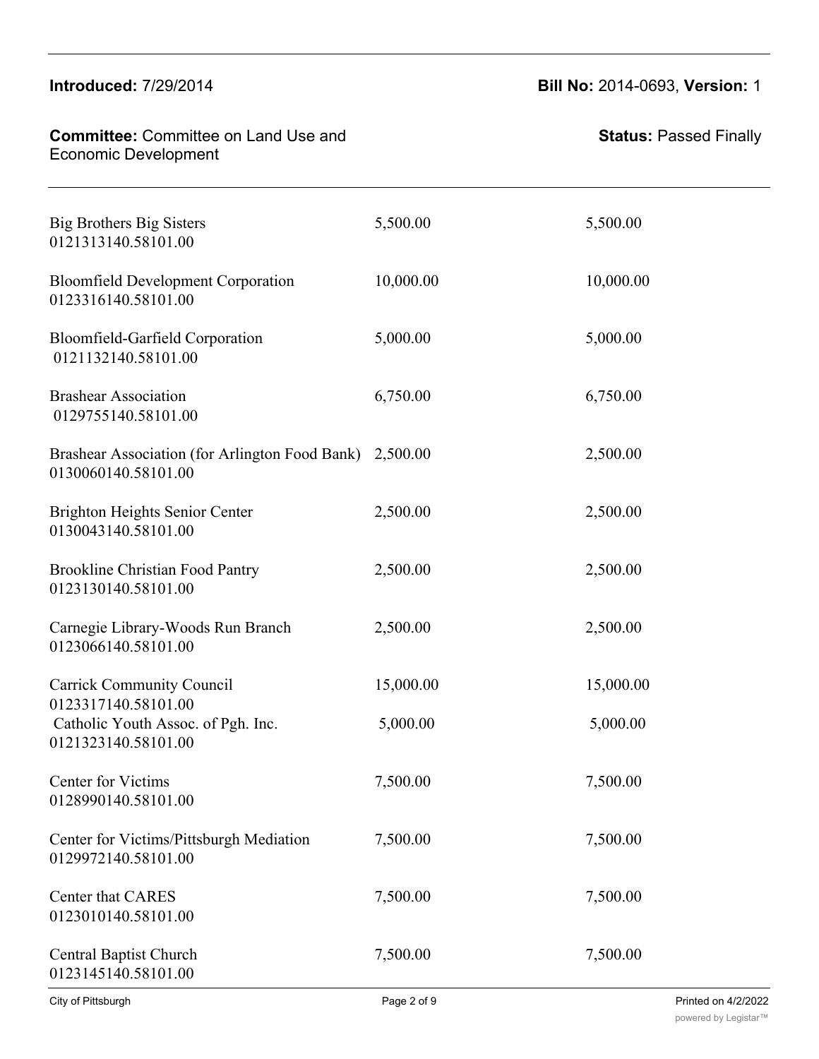| | | |
|---|---|---|
| Big Brothers Big Sisters 0121313140.58101.00 | 5,500.00 | 5,500.00 |
| Bloomfield Development Corporation 0123316140.58101.00 | 10,000.00 | 10,000.00 |
| Bloomfield-Garfield Corporation 0121132140.58101.00 | 5,000.00 | 5,000.00 |
| Brashear Association 0129755140.58101.00 | 6,750.00 | 6,750.00 |
| Brashear Association (for Arlington Food Bank) 0130060140.58101.00 | 2,500.00 | 2,500.00 |
| Brighton Heights Senior Center 0130043140.58101.00 | 2,500.00 | 2,500.00 |
| Brookline Christian Food Pantry 0123130140.58101.00 | 2,500.00 | 2,500.00 |
| Carnegie Library-Woods Run Branch 0123066140.58101.00 | 2,500.00 | 2,500.00 |
| Carrick Community Council 0123317140.58101.00 | 15,000.00 | 15,000.00 |
| Catholic Youth Assoc. of Pgh. Inc. 0121323140.58101.00 | 5,000.00 | 5,000.00 |
| Center for Victims 0128990140.58101.00 | 7,500.00 | 7,500.00 |
| Center for Victims/Pittsburgh Mediation 0129972140.58101.00 | 7,500.00 | 7,500.00 |
| Center that CARES 0123010140.58101.00 | 7,500.00 | 7,500.00 |
| Central Baptist Church 0123145140.58101.00 | 7,500.00 | 7,500.00 |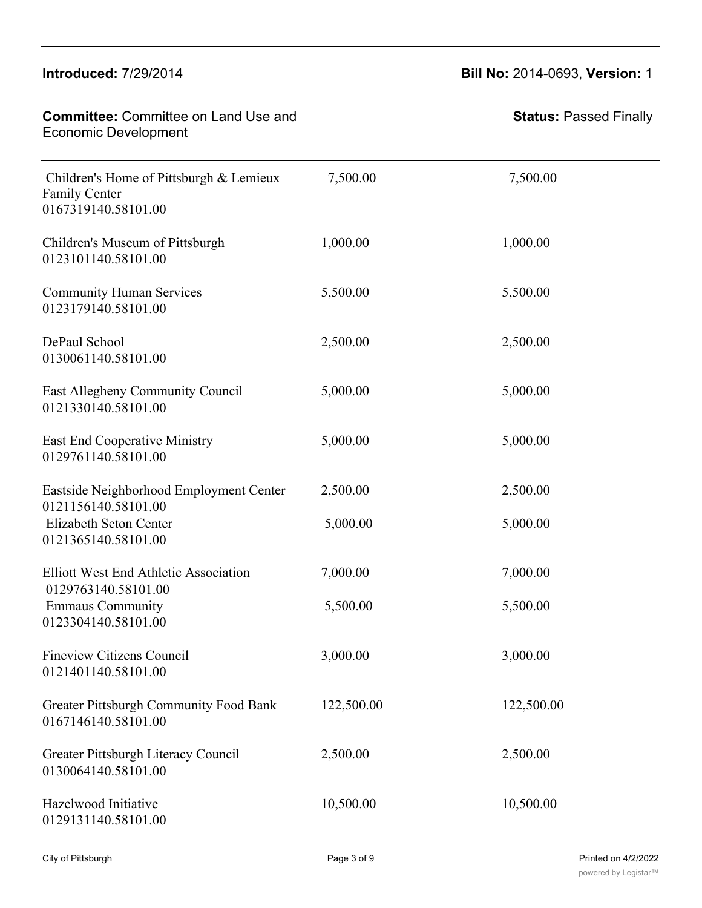**Introduced:** 7/29/2014

**Bill No:** 2014-0693, **Version:** 1

**Committee:** Committee on Land Use and Economic Development

**Status:** Passed Finally

| | | |
|---|---|---|
| Children's Home of Pittsburgh & Lemieux Family Center 0167319140.58101.00 | 7,500.00 | 7,500.00 |
| Children's Museum of Pittsburgh 0123101140.58101.00 | 1,000.00 | 1,000.00 |
| Community Human Services 0123179140.58101.00 | 5,500.00 | 5,500.00 |
| DePaul School 0130061140.58101.00 | 2,500.00 | 2,500.00 |
| East Allegheny Community Council 0121330140.58101.00 | 5,000.00 | 5,000.00 |
| East End Cooperative Ministry 0129761140.58101.00 | 5,000.00 | 5,000.00 |
| Eastside Neighborhood Employment Center 0121156140.58101.00 | 2,500.00 | 2,500.00 |
| Elizabeth Seton Center 0121365140.58101.00 | 5,000.00 | 5,000.00 |
| Elliott West End Athletic Association 0129763140.58101.00 | 7,000.00 | 7,000.00 |
| Emmaus Community 0123304140.58101.00 | 5,500.00 | 5,500.00 |
| Fineview Citizens Council 0121401140.58101.00 | 3,000.00 | 3,000.00 |
| Greater Pittsburgh Community Food Bank 0167146140.58101.00 | 122,500.00 | 122,500.00 |
| Greater Pittsburgh Literacy Council 0130064140.58101.00 | 2,500.00 | 2,500.00 |
| Hazelwood Initiative 0129131140.58101.00 | 10,500.00 | 10,500.00 |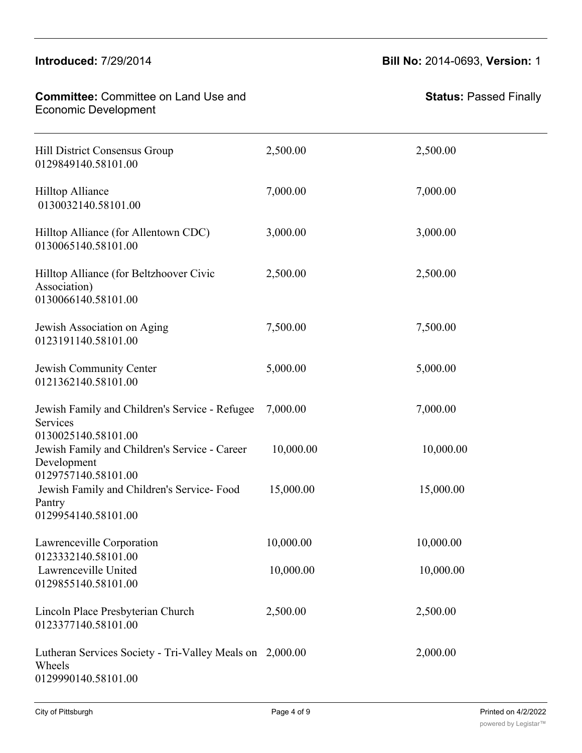**Introduced:** 7/29/2014 **Bill No:** 2014-0693, **Version:** 1

**Committee:** Committee on Land Use and Economic Development **Status:** Passed Finally

| | | |
|---|---|---|
| Hill District Consensus Group<br>0129849140.58101.00 | 2,500.00 | 2,500.00 |
| Hilltop Alliance<br>0130032140.58101.00 | 7,000.00 | 7,000.00 |
| Hilltop Alliance (for Allentown CDC)<br>0130065140.58101.00 | 3,000.00 | 3,000.00 |
| Hilltop Alliance (for Beltzhoover Civic Association)<br>0130066140.58101.00 | 2,500.00 | 2,500.00 |
| Jewish Association on Aging<br>0123191140.58101.00 | 7,500.00 | 7,500.00 |
| Jewish Community Center<br>0121362140.58101.00 | 5,000.00 | 5,000.00 |
| Jewish Family and Children's Service - Refugee Services<br>0130025140.58101.00 | 7,000.00 | 7,000.00 |
| Jewish Family and Children's Service - Career Development<br>0129757140.58101.00 | 10,000.00 | 10,000.00 |
| Jewish Family and Children's Service- Food Pantry<br>0129954140.58101.00 | 15,000.00 | 15,000.00 |
| Lawrenceville Corporation<br>0123332140.58101.00 | 10,000.00 | 10,000.00 |
| Lawrenceville United<br>0129855140.58101.00 | 10,000.00 | 10,000.00 |
| Lincoln Place Presbyterian Church<br>0123377140.58101.00 | 2,500.00 | 2,500.00 |
| Lutheran Services Society - Tri-Valley Meals on Wheels<br>0129990140.58101.00 | 2,000.00 | 2,000.00 |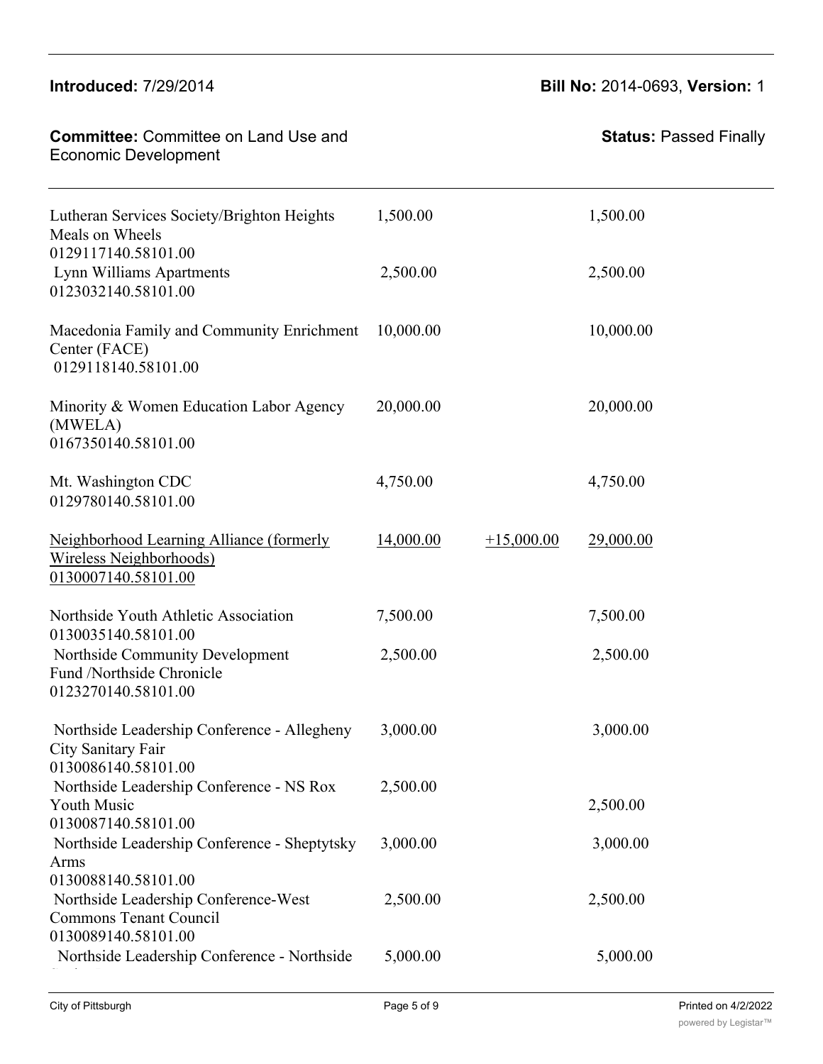| | | | |
|---|---|---|---|
| Lutheran Services Society/Brighton Heights Meals on Wheels 0129117140.58101.00 | 1,500.00 | | 1,500.00 |
| Lynn Williams Apartments 0123032140.58101.00 | 2,500.00 | | 2,500.00 |
| Macedonia Family and Community Enrichment Center (FACE) 0129118140.58101.00 | 10,000.00 | | 10,000.00 |
| Minority & Women Education Labor Agency (MWELA) 0167350140.58101.00 | 20,000.00 | | 20,000.00 |
| Mt. Washington CDC 0129780140.58101.00 | 4,750.00 | | 4,750.00 |
| <u>Neighborhood Learning Alliance (formerly Wireless Neighborhoods) 0130007140.58101.00</u> | <u>14,000.00</u> | <u>+15,000.00</u> | <u>29,000.00</u> |
| Northside Youth Athletic Association 0130035140.58101.00 | 7,500.00 | | 7,500.00 |
| Northside Community Development Fund /Northside Chronicle 0123270140.58101.00 | 2,500.00 | | 2,500.00 |
| Northside Leadership Conference - Allegheny City Sanitary Fair 0130086140.58101.00 | 3,000.00 | | 3,000.00 |
| Northside Leadership Conference - NS Rox Youth Music 0130087140.58101.00 | 2,500.00 | | 2,500.00 |
| Northside Leadership Conference - Sheptytsky Arms 0130088140.58101.00 | 3,000.00 | | 3,000.00 |
| Northside Leadership Conference-West Commons Tenant Council 0130089140.58101.00 | 2,500.00 | | 2,500.00 |
| Northside Leadership Conference - Northside | 5,000.00 | | 5,000.00 |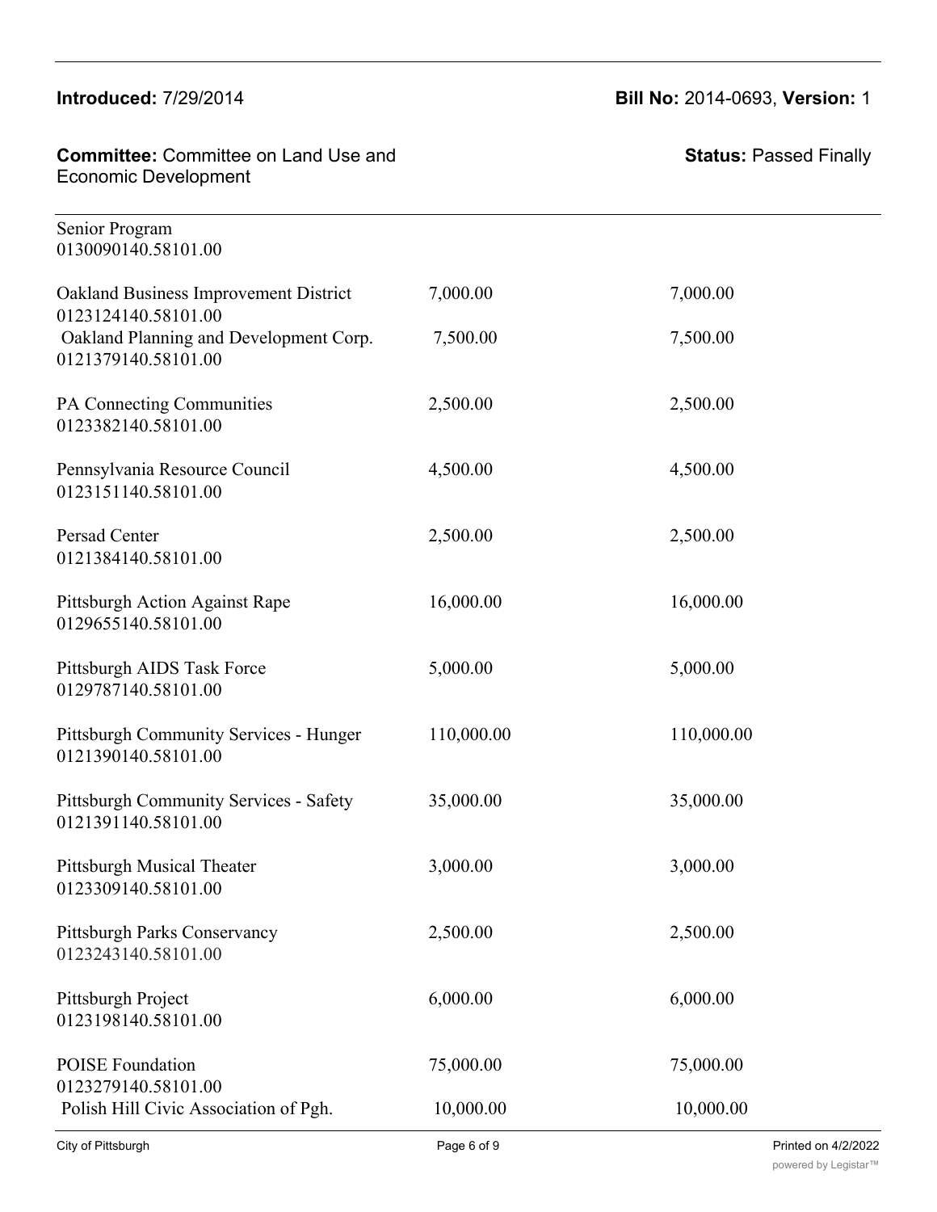| | | |
|---|---|---|
| Senior Program<br>0130090140.58101.00 | | |
| Oakland Business Improvement District<br>0123124140.58101.00 | 7,000.00 | 7,000.00 |
| Oakland Planning and Development Corp.<br>0121379140.58101.00 | 7,500.00 | 7,500.00 |
| PA Connecting Communities<br>0123382140.58101.00 | 2,500.00 | 2,500.00 |
| Pennsylvania Resource Council<br>0123151140.58101.00 | 4,500.00 | 4,500.00 |
| Persad Center<br>0121384140.58101.00 | 2,500.00 | 2,500.00 |
| Pittsburgh Action Against Rape<br>0129655140.58101.00 | 16,000.00 | 16,000.00 |
| Pittsburgh AIDS Task Force<br>0129787140.58101.00 | 5,000.00 | 5,000.00 |
| Pittsburgh Community Services - Hunger<br>0121390140.58101.00 | 110,000.00 | 110,000.00 |
| Pittsburgh Community Services - Safety<br>0121391140.58101.00 | 35,000.00 | 35,000.00 |
| Pittsburgh Musical Theater<br>0123309140.58101.00 | 3,000.00 | 3,000.00 |
| Pittsburgh Parks Conservancy<br>0123243140.58101.00 | 2,500.00 | 2,500.00 |
| Pittsburgh Project<br>0123198140.58101.00 | 6,000.00 | 6,000.00 |
| POISE Foundation<br>0123279140.58101.00 | 75,000.00 | 75,000.00 |
| Polish Hill Civic Association of Pgh. | 10,000.00 | 10,000.00 |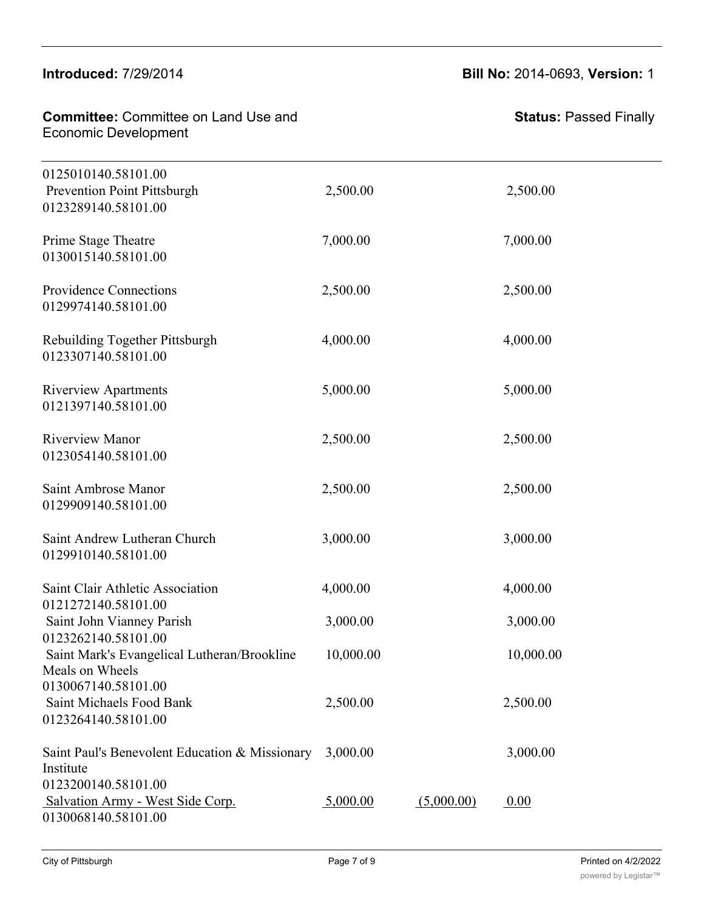| | | | |
|---|---|---|---|
| 0125010140.58101.00 | | | |
| Prevention Point Pittsburgh | 2,500.00 | | 2,500.00 |
| 0123289140.58101.00 | | | |
| Prime Stage Theatre | 7,000.00 | | 7,000.00 |
| 0130015140.58101.00 | | | |
| Providence Connections | 2,500.00 | | 2,500.00 |
| 0129974140.58101.00 | | | |
| Rebuilding Together Pittsburgh | 4,000.00 | | 4,000.00 |
| 0123307140.58101.00 | | | |
| Riverview Apartments | 5,000.00 | | 5,000.00 |
| 0121397140.58101.00 | | | |
| Riverview Manor | 2,500.00 | | 2,500.00 |
| 0123054140.58101.00 | | | |
| Saint Ambrose Manor | 2,500.00 | | 2,500.00 |
| 0129909140.58101.00 | | | |
| Saint Andrew Lutheran Church | 3,000.00 | | 3,000.00 |
| 0129910140.58101.00 | | | |
| Saint Clair Athletic Association | 4,000.00 | | 4,000.00 |
| 0121272140.58101.00 | | | |
| Saint John Vianney Parish | 3,000.00 | | 3,000.00 |
| 0123262140.58101.00 | | | |
| Saint Mark's Evangelical Lutheran/Brookline Meals on Wheels | 10,000.00 | | 10,000.00 |
| 0130067140.58101.00 | | | |
| Saint Michaels Food Bank | 2,500.00 | | 2,500.00 |
| 0123264140.58101.00 | | | |
| Saint Paul's Benevolent Education & Missionary Institute | 3,000.00 | | 3,000.00 |
| 0123200140.58101.00 | | | |
| Salvation Army - West Side Corp. | 5,000.00 | (5,000.00) | 0.00 |
| 0130068140.58101.00 | | | |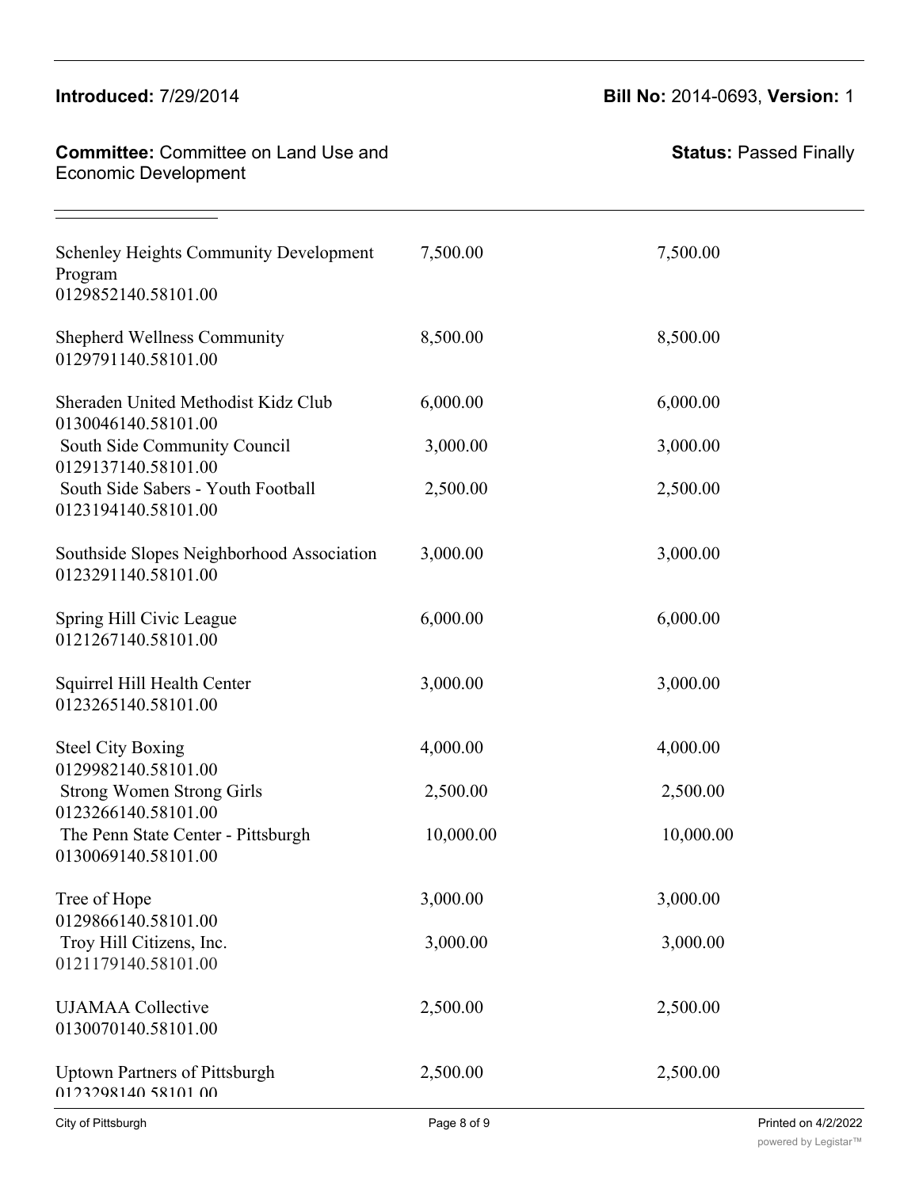| | | |
|---|---|---|
| Schenley Heights Community Development Program 0129852140.58101.00 | 7,500.00 | 7,500.00 |
| Shepherd Wellness Community 0129791140.58101.00 | 8,500.00 | 8,500.00 |
| Sheraden United Methodist Kidz Club 0130046140.58101.00 | 6,000.00 | 6,000.00 |
| South Side Community Council 0129137140.58101.00 | 3,000.00 | 3,000.00 |
| South Side Sabers - Youth Football 0123194140.58101.00 | 2,500.00 | 2,500.00 |
| Southside Slopes Neighborhood Association 0123291140.58101.00 | 3,000.00 | 3,000.00 |
| Spring Hill Civic League 0121267140.58101.00 | 6,000.00 | 6,000.00 |
| Squirrel Hill Health Center 0123265140.58101.00 | 3,000.00 | 3,000.00 |
| Steel City Boxing 0129982140.58101.00 | 4,000.00 | 4,000.00 |
| Strong Women Strong Girls 0123266140.58101.00 | 2,500.00 | 2,500.00 |
| The Penn State Center - Pittsburgh 0130069140.58101.00 | 10,000.00 | 10,000.00 |
| Tree of Hope 0129866140.58101.00 | 3,000.00 | 3,000.00 |
| Troy Hill Citizens, Inc. 0121179140.58101.00 | 3,000.00 | 3,000.00 |
| UJAMAA Collective 0130070140.58101.00 | 2,500.00 | 2,500.00 |
| Uptown Partners of Pittsburgh 0123298140.58101.00 | 2,500.00 | 2,500.00 |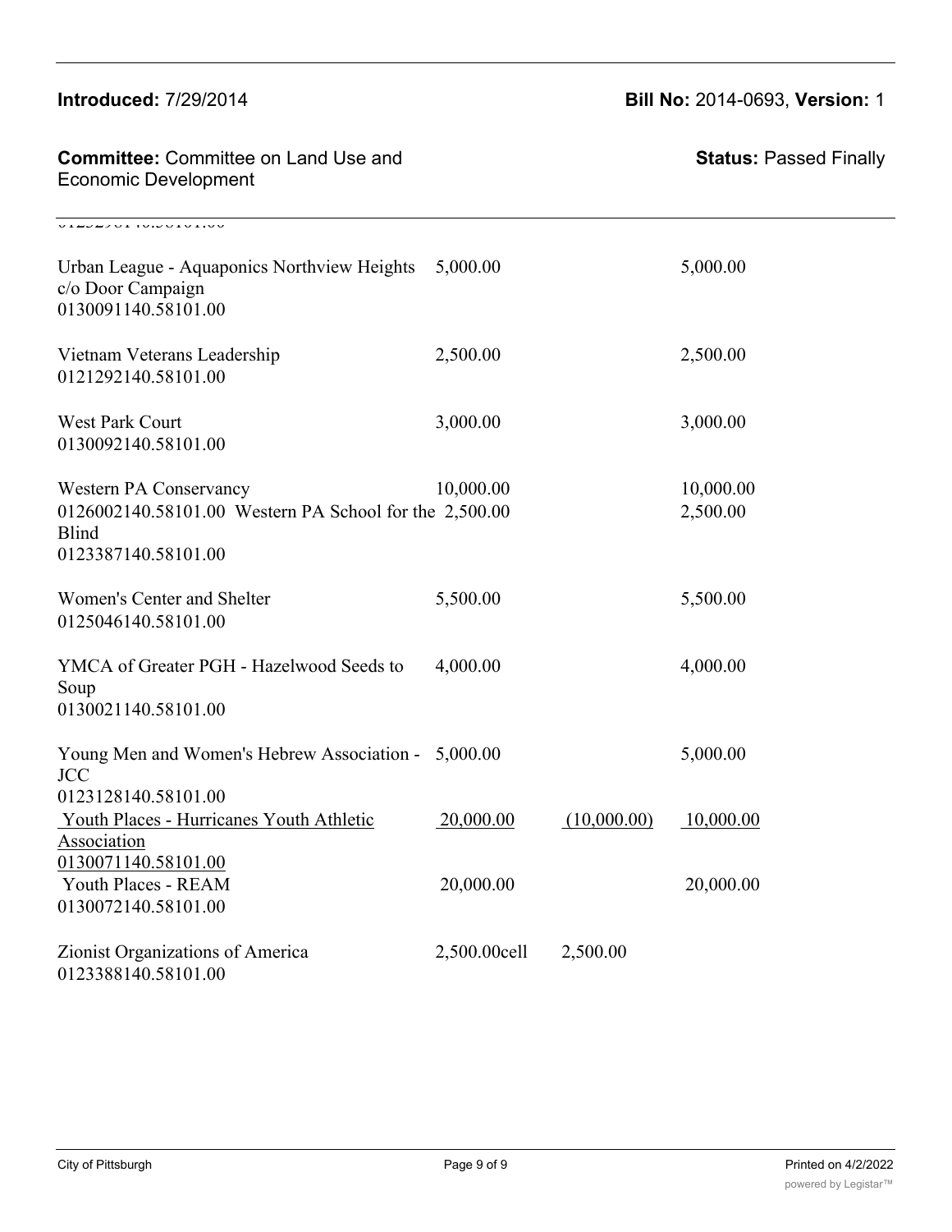| | | | |
|---|---|---|---|
| Urban League - Aquaponics Northview Heights c/o Door Campaign 0130091140.58101.00 | 5,000.00 | | 5,000.00 |
| Vietnam Veterans Leadership 0121292140.58101.00 | 2,500.00 | | 2,500.00 |
| West Park Court 0130092140.58101.00 | 3,000.00 | | 3,000.00 |
| Western PA Conservancy 0126002140.58101.00 | 10,000.00 | | 10,000.00 |
| Western PA School for the Blind 0123387140.58101.00 | 2,500.00 | | 2,500.00 |
| Women's Center and Shelter 0125046140.58101.00 | 5,500.00 | | 5,500.00 |
| YMCA of Greater PGH - Hazelwood Seeds to Soup 0130021140.58101.00 | 4,000.00 | | 4,000.00 |
| Young Men and Women's Hebrew Association - JCC 0123128140.58101.00 | 5,000.00 | | 5,000.00 |
| Youth Places - Hurricanes Youth Athletic Association 0130071140.58101.00 | 20,000.00 | (10,000.00) | 10,000.00 |
| Youth Places - REAM 0130072140.58101.00 | 20,000.00 | | 20,000.00 |
| Zionist Organizations of America 0123388140.58101.00 | 2,500.00cell | 2,500.00 | |